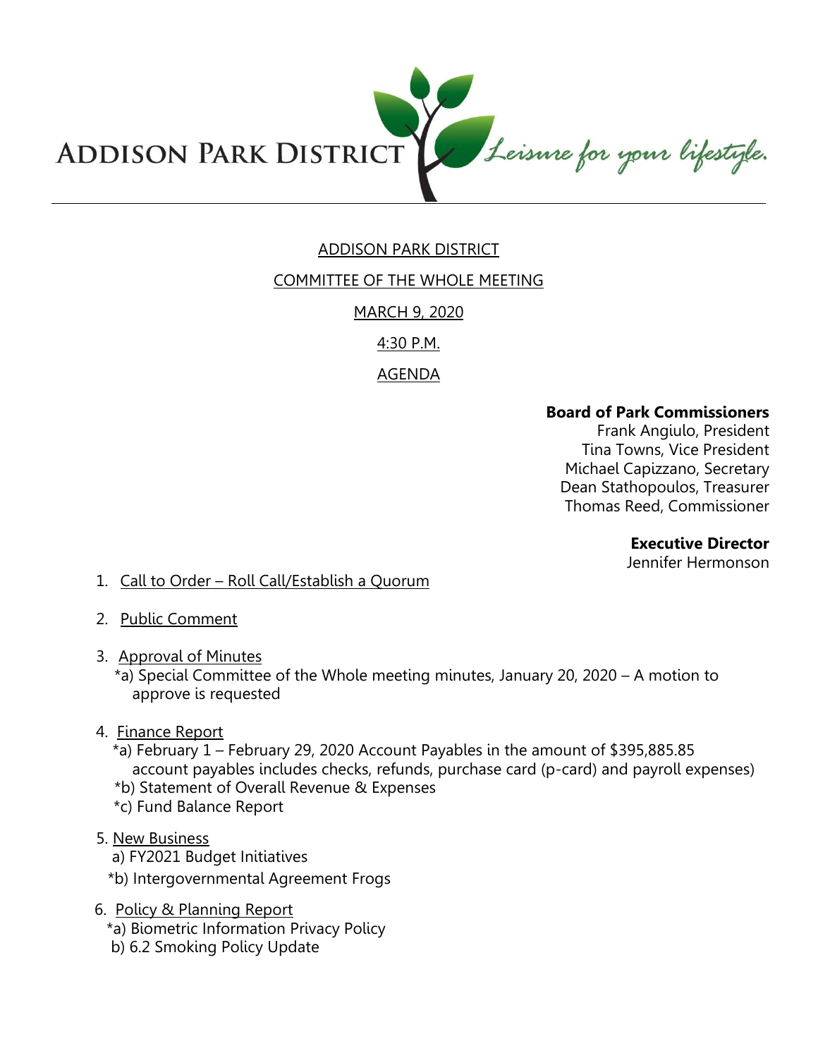ADDISON PARK DISTRICT *Leisure for your lifestyle.*

ADDISON PARK DISTRICT

COMMITTEE OF THE WHOLE MEETING

MARCH 9, 2020

4:30 P.M.

AGENDA

**Board of Park Commissioners**
Frank Angiulo, President
Tina Towns, Vice President
Michael Capizzano, Secretary
Dean Stathopoulos, Treasurer
Thomas Reed, Commissioner

**Executive Director**
Jennifer Hermonson

1. Call to Order – Roll Call/Establish a Quorum

2. Public Comment

3. Approval of Minutes
   *a) Special Committee of the Whole meeting minutes, January 20, 2020 – A motion to approve is requested

4. Finance Report
   *a) February 1 – February 29, 2020 Account Payables in the amount of $395,885.85 account payables includes checks, refunds, purchase card (p-card) and payroll expenses)
   *b) Statement of Overall Revenue & Expenses
   *c) Fund Balance Report

5. New Business
   a) FY2021 Budget Initiatives
   *b) Intergovernmental Agreement Frogs

6. Policy & Planning Report
   *a) Biometric Information Privacy Policy
   b) 6.2 Smoking Policy Update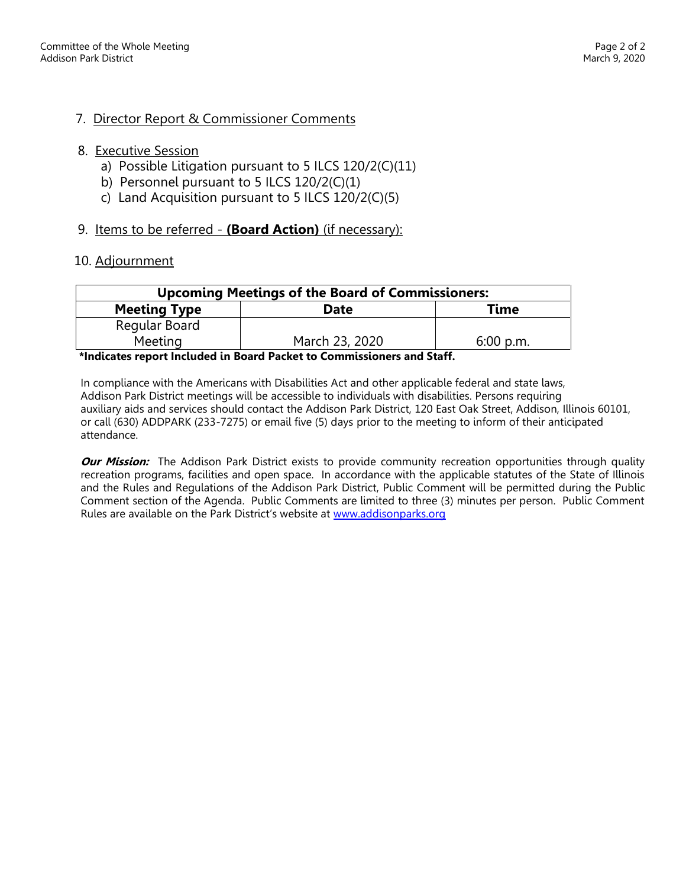7. Director Report & Commissioner Comments

8. Executive Session
   a) Possible Litigation pursuant to 5 ILCS 120/2(C)(11)
   b) Personnel pursuant to 5 ILCS 120/2(C)(1)
   c) Land Acquisition pursuant to 5 ILCS 120/2(C)(5)

9. Items to be referred - **(Board Action)** (if necessary):

10. Adjournment

| Upcoming Meetings of the Board of Commissioners: | | |
|---|---|---|
| **Meeting Type** | **Date** | **Time** |
| Regular Board Meeting | March 23, 2020 | 6:00 p.m. |

**\*Indicates report Included in Board Packet to Commissioners and Staff.**

In compliance with the Americans with Disabilities Act and other applicable federal and state laws, Addison Park District meetings will be accessible to individuals with disabilities. Persons requiring auxiliary aids and services should contact the Addison Park District, 120 East Oak Street, Addison, Illinois 60101, or call (630) ADDPARK (233-7275) or email five (5) days prior to the meeting to inform of their anticipated attendance.

***Our Mission:*** The Addison Park District exists to provide community recreation opportunities through quality recreation programs, facilities and open space. In accordance with the applicable statutes of the State of Illinois and the Rules and Regulations of the Addison Park District, Public Comment will be permitted during the Public Comment section of the Agenda. Public Comments are limited to three (3) minutes per person. Public Comment Rules are available on the Park District's website at www.addisonparks.org